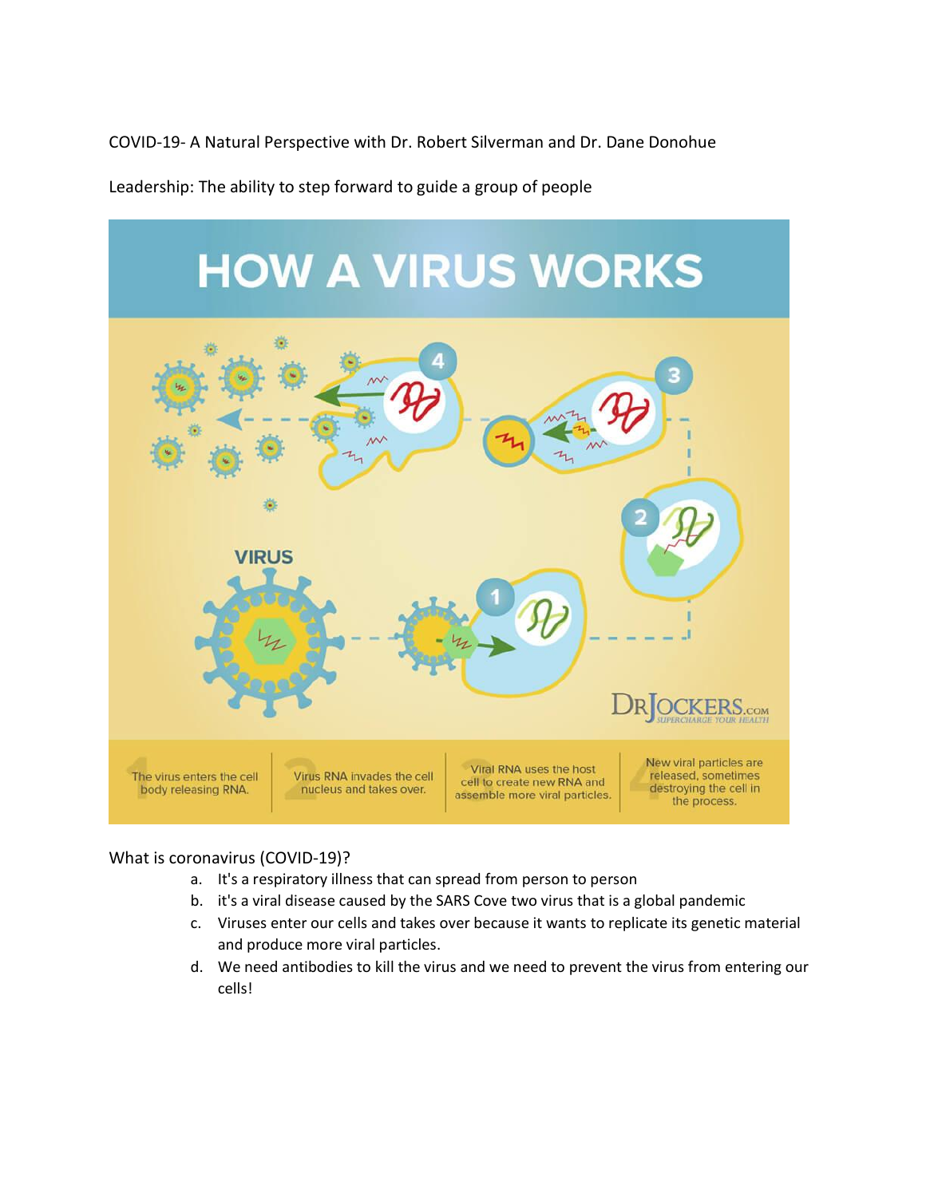COVID-19- A Natural Perspective with Dr. Robert Silverman and Dr. Dane Donohue

Leadership: The ability to step forward to guide a group of people

## HOW A VIRUS WORKS

VIRUS

1. The virus enters the cell body releasing RNA.
2. Virus RNA invades the cell nucleus and takes over.
3. Viral RNA uses the host cell to create new RNA and assemble more viral particles.
4. New viral particles are released, sometimes destroying the cell in the process.

DRJOCKERS.COM SUPERCHARGE YOUR HEALTH

What is coronavirus (COVID-19)?

a. It's a respiratory illness that can spread from person to person
b. it's a viral disease caused by the SARS Cove two virus that is a global pandemic
c. Viruses enter our cells and takes over because it wants to replicate its genetic material and produce more viral particles.
d. We need antibodies to kill the virus and we need to prevent the virus from entering our cells!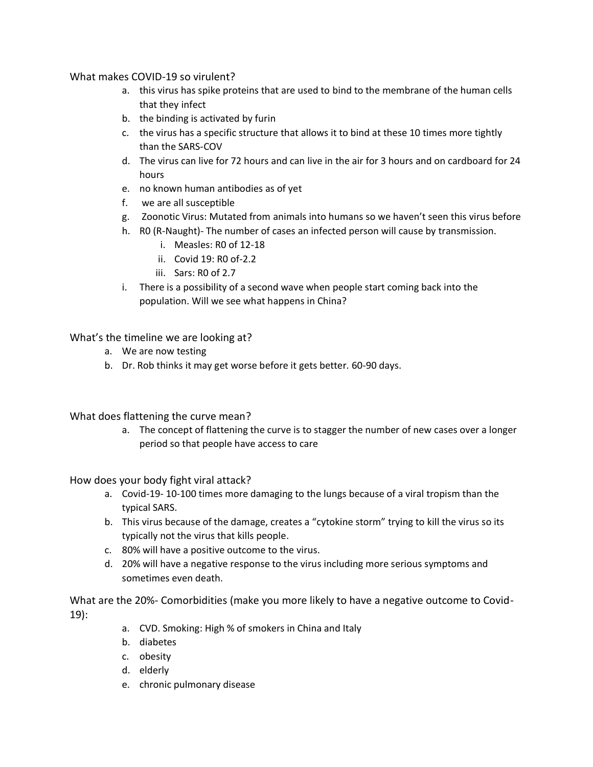What makes COVID-19 so virulent?

a. this virus has spike proteins that are used to bind to the membrane of the human cells that they infect
b. the binding is activated by furin
c. the virus has a specific structure that allows it to bind at these 10 times more tightly than the SARS-COV
d. The virus can live for 72 hours and can live in the air for 3 hours and on cardboard for 24 hours
e. no known human antibodies as of yet
f. we are all susceptible
g. Zoonotic Virus: Mutated from animals into humans so we haven't seen this virus before
h. R0 (R-Naught)- The number of cases an infected person will cause by transmission.
    i. Measles: R0 of 12-18
    ii. Covid 19: R0 of-2.2
    iii. Sars: R0 of 2.7
i. There is a possibility of a second wave when people start coming back into the population. Will we see what happens in China?

What's the timeline we are looking at?

a. We are now testing
b. Dr. Rob thinks it may get worse before it gets better. 60-90 days.

What does flattening the curve mean?

a. The concept of flattening the curve is to stagger the number of new cases over a longer period so that people have access to care

How does your body fight viral attack?

a. Covid-19- 10-100 times more damaging to the lungs because of a viral tropism than the typical SARS.
b. This virus because of the damage, creates a "cytokine storm" trying to kill the virus so its typically not the virus that kills people.
c. 80% will have a positive outcome to the virus.
d. 20% will have a negative response to the virus including more serious symptoms and sometimes even death.

What are the 20%- Comorbidities (make you more likely to have a negative outcome to Covid-19):

a. CVD. Smoking: High % of smokers in China and Italy
b. diabetes
c. obesity
d. elderly
e. chronic pulmonary disease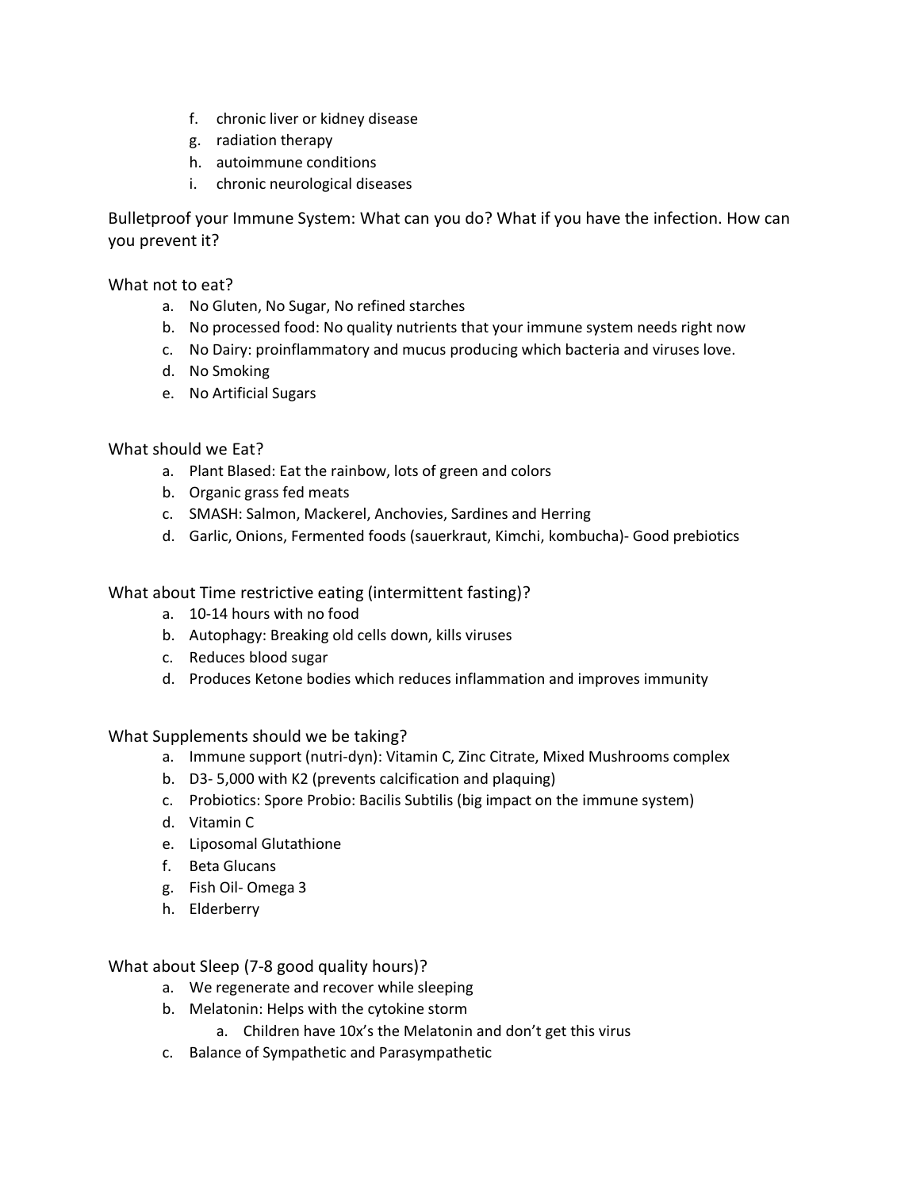f. chronic liver or kidney disease
g. radiation therapy
h. autoimmune conditions
i. chronic neurological diseases

Bulletproof your Immune System: What can you do? What if you have the infection. How can you prevent it?

What not to eat?

a. No Gluten, No Sugar, No refined starches
b. No processed food: No quality nutrients that your immune system needs right now
c. No Dairy: proinflammatory and mucus producing which bacteria and viruses love.
d. No Smoking
e. No Artificial Sugars

What should we Eat?

a. Plant Blased: Eat the rainbow, lots of green and colors
b. Organic grass fed meats
c. SMASH: Salmon, Mackerel, Anchovies, Sardines and Herring
d. Garlic, Onions, Fermented foods (sauerkraut, Kimchi, kombucha)- Good prebiotics

What about Time restrictive eating (intermittent fasting)?

a. 10-14 hours with no food
b. Autophagy: Breaking old cells down, kills viruses
c. Reduces blood sugar
d. Produces Ketone bodies which reduces inflammation and improves immunity

What Supplements should we be taking?

a. Immune support (nutri-dyn): Vitamin C, Zinc Citrate, Mixed Mushrooms complex
b. D3- 5,000 with K2 (prevents calcification and plaquing)
c. Probiotics: Spore Probio: Bacilis Subtilis (big impact on the immune system)
d. Vitamin C
e. Liposomal Glutathione
f. Beta Glucans
g. Fish Oil- Omega 3
h. Elderberry

What about Sleep (7-8 good quality hours)?

a. We regenerate and recover while sleeping
b. Melatonin: Helps with the cytokine storm
    a. Children have 10x's the Melatonin and don't get this virus
c. Balance of Sympathetic and Parasympathetic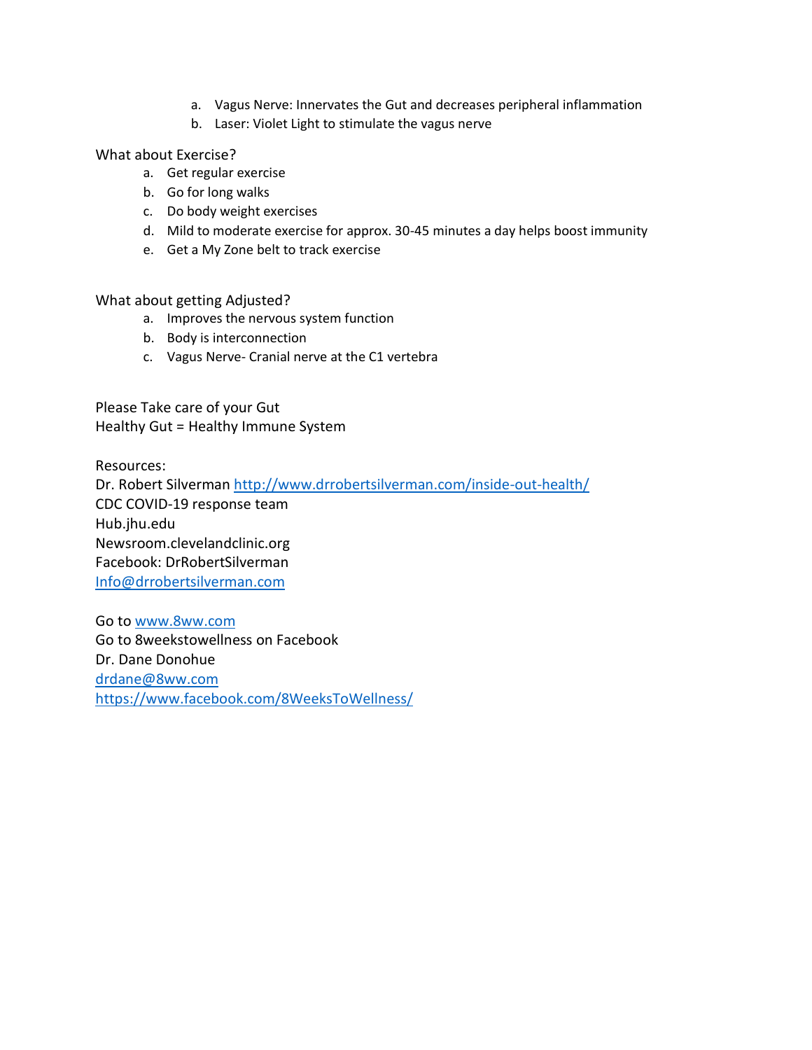a. Vagus Nerve: Innervates the Gut and decreases peripheral inflammation
b. Laser: Violet Light to stimulate the vagus nerve

What about Exercise?

a. Get regular exercise
b. Go for long walks
c. Do body weight exercises
d. Mild to moderate exercise for approx. 30-45 minutes a day helps boost immunity
e. Get a My Zone belt to track exercise

What about getting Adjusted?

a. Improves the nervous system function
b. Body is interconnection
c. Vagus Nerve- Cranial nerve at the C1 vertebra

Please Take care of your Gut
Healthy Gut = Healthy Immune System

Resources:
Dr. Robert Silverman http://www.drrobertsilverman.com/inside-out-health/
CDC COVID-19 response team
Hub.jhu.edu
Newsroom.clevelandclinic.org
Facebook: DrRobertSilverman
Info@drrobertsilverman.com

Go to www.8ww.com
Go to 8weekstowellness on Facebook
Dr. Dane Donohue
drdane@8ww.com
https://www.facebook.com/8WeeksToWellness/